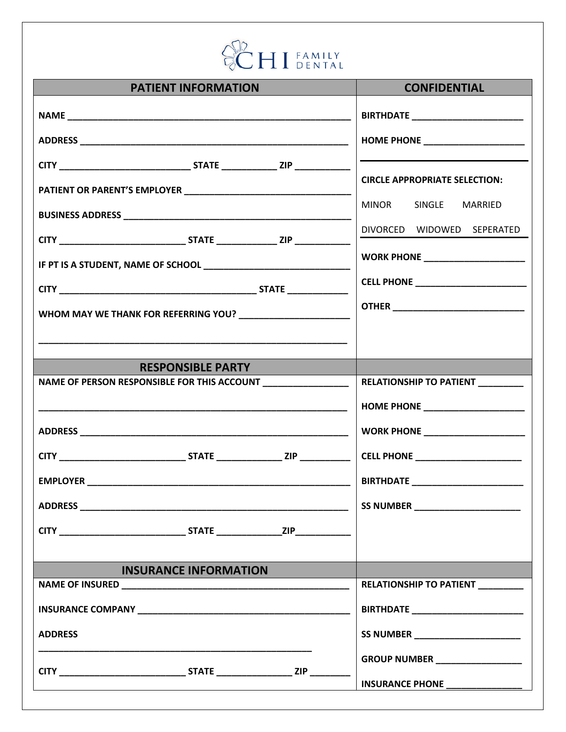CHI FAMILY DENTAL

| PATIENT INFORMATION | CONFIDENTIAL |
|---|---|
| NAME ____________________ | BIRTHDATE ____________________ |
| ADDRESS ____________________ | HOME PHONE ____________________ |
| CITY ____________ STATE ________ ZIP ________ | CIRCLE APPROPRIATE SELECTION: |
| PATIENT OR PARENT'S EMPLOYER ____________________ | MINOR SINGLE MARRIED |
| BUSINESS ADDRESS ____________________ | DIVORCED WIDOWED SEPERATED |
| CITY ____________ STATE ________ ZIP ________ | WORK PHONE ____________________ |
| IF PT IS A STUDENT, NAME OF SCHOOL ____________________ | CELL PHONE ____________________ |
| CITY ____________________ STATE ________ | OTHER ____________________ |
| WHOM MAY WE THANK FOR REFERRING YOU? ____________________ | |
| ____________________ | |

| RESPONSIBLE PARTY | |
|---|---|
| NAME OF PERSON RESPONSIBLE FOR THIS ACCOUNT ____________ | RELATIONSHIP TO PATIENT ________ |
| ____________________ | HOME PHONE ____________________ |
| ADDRESS ____________________ | WORK PHONE ____________________ |
| CITY ____________ STATE ________ ZIP ________ | CELL PHONE ____________________ |
| EMPLOYER ____________________ | BIRTHDATE ____________________ |
| ADDRESS ____________________ | SS NUMBER ____________________ |
| CITY ____________ STATE ________ ZIP ________ | |

| INSURANCE INFORMATION | |
|---|---|
| NAME OF INSURED ____________________ | RELATIONSHIP TO PATIENT ________ |
| INSURANCE COMPANY ____________________ | BIRTHDATE ____________________ |
| ADDRESS | SS NUMBER ____________________ |
| ____________________ | GROUP NUMBER ____________________ |
| CITY ____________ STATE ________ ZIP ________ | INSURANCE PHONE ____________________ |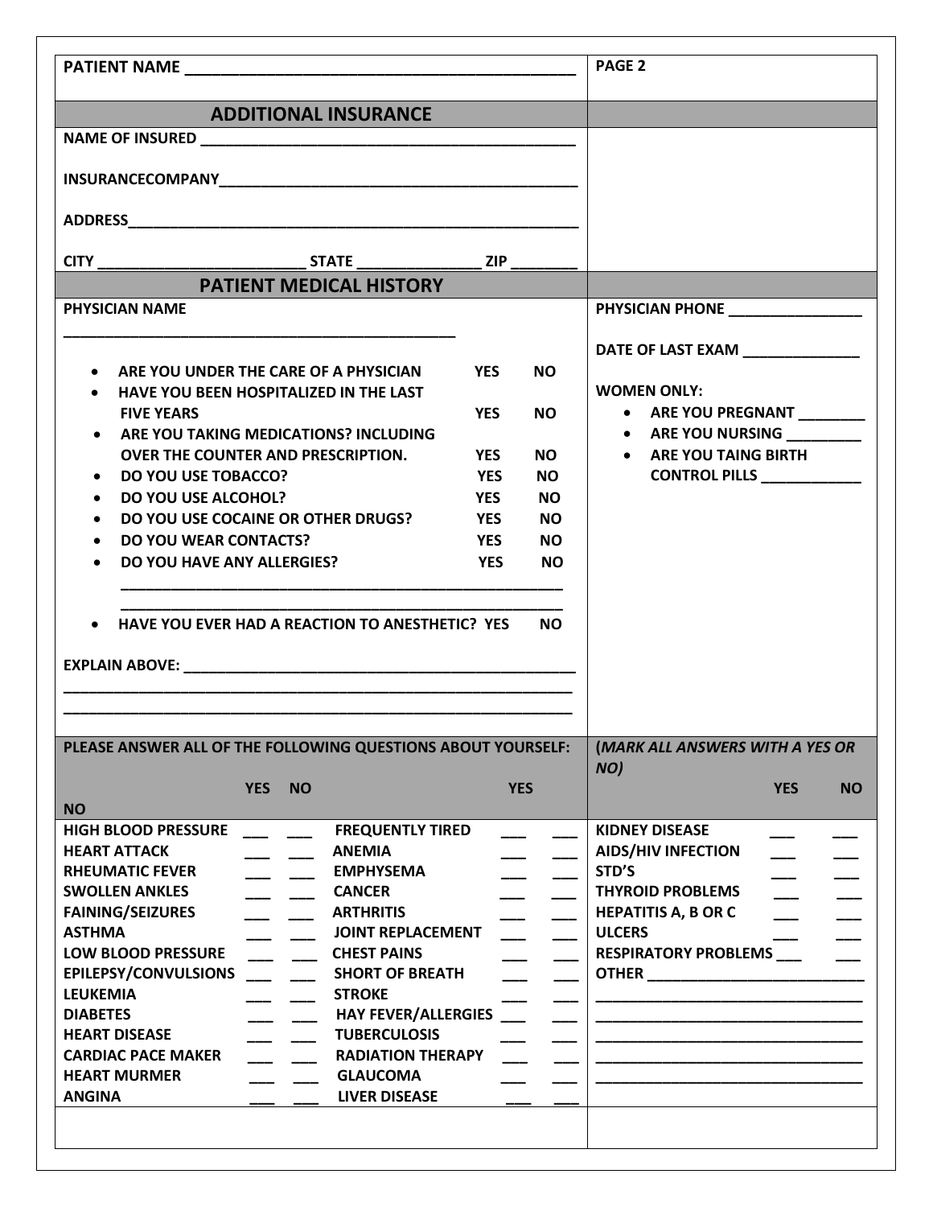PATIENT NAME ____________________________________________ | PAGE 2

## ADDITIONAL INSURANCE

NAME OF INSURED ____________________________________________

INSURANCECOMPANY____________________________________________

ADDRESS____________________________________________________

CITY ________________________ STATE ______________ ZIP ________

## PATIENT MEDICAL HISTORY

PHYSICIAN NAME

_______________________________________________

PHYSICIAN PHONE ________________

DATE OF LAST EXAM ______________

- ARE YOU UNDER THE CARE OF A PHYSICIAN YES NO
- HAVE YOU BEEN HOSPITALIZED IN THE LAST FIVE YEARS YES NO
- ARE YOU TAKING MEDICATIONS? INCLUDING OVER THE COUNTER AND PRESCRIPTION. YES NO
- DO YOU USE TOBACCO? YES NO
- DO YOU USE ALCOHOL? YES NO
- DO YOU USE COCAINE OR OTHER DRUGS? YES NO
- DO YOU WEAR CONTACTS? YES NO
- DO YOU HAVE ANY ALLERGIES? YES NO

  _______________________________________________________

  _______________________________________________________
- HAVE YOU EVER HAD A REACTION TO ANESTHETIC? YES NO

EXPLAIN ABOVE: _______________________________________________

______________________________________________________________

______________________________________________________________

WOMEN ONLY:

- ARE YOU PREGNANT ________
- ARE YOU NURSING _________
- ARE YOU TAING BIRTH CONTROL PILLS ____________

**PLEASE ANSWER ALL OF THE FOLLOWING QUESTIONS ABOUT YOURSELF:** ***(MARK ALL ANSWERS WITH A YES OR NO)***

| | YES | NO | | YES | NO | | YES | NO |
|---|---|---|---|---|---|---|---|---|
| HIGH BLOOD PRESSURE | ___ | ___ | FREQUENTLY TIRED | ___ | ___ | KIDNEY DISEASE | ___ | ___ |
| HEART ATTACK | ___ | ___ | ANEMIA | ___ | ___ | AIDS/HIV INFECTION | ___ | ___ |
| RHEUMATIC FEVER | ___ | ___ | EMPHYSEMA | ___ | ___ | STD'S | ___ | ___ |
| SWOLLEN ANKLES | ___ | ___ | CANCER | ___ | ___ | THYROID PROBLEMS | ___ | ___ |
| FAINING/SEIZURES | ___ | ___ | ARTHRITIS | ___ | ___ | HEPATITIS A, B OR C | ___ | ___ |
| ASTHMA | ___ | ___ | JOINT REPLACEMENT | ___ | ___ | ULCERS | ___ | ___ |
| LOW BLOOD PRESSURE | ___ | ___ | CHEST PAINS | ___ | ___ | RESPIRATORY PROBLEMS | ___ | ___ |
| EPILEPSY/CONVULSIONS | ___ | ___ | SHORT OF BREATH | ___ | ___ | OTHER ______________________ | | |
| LEUKEMIA | ___ | ___ | STROKE | ___ | ___ | ______________________________ | | |
| DIABETES | ___ | ___ | HAY FEVER/ALLERGIES | ___ | ___ | ______________________________ | | |
| HEART DISEASE | ___ | ___ | TUBERCULOSIS | ___ | ___ | ______________________________ | | |
| CARDIAC PACE MAKER | ___ | ___ | RADIATION THERAPY | ___ | ___ | ______________________________ | | |
| HEART MURMER | ___ | ___ | GLAUCOMA | ___ | ___ | ______________________________ | | |
| ANGINA | ___ | ___ | LIVER DISEASE | ___ | ___ | | | |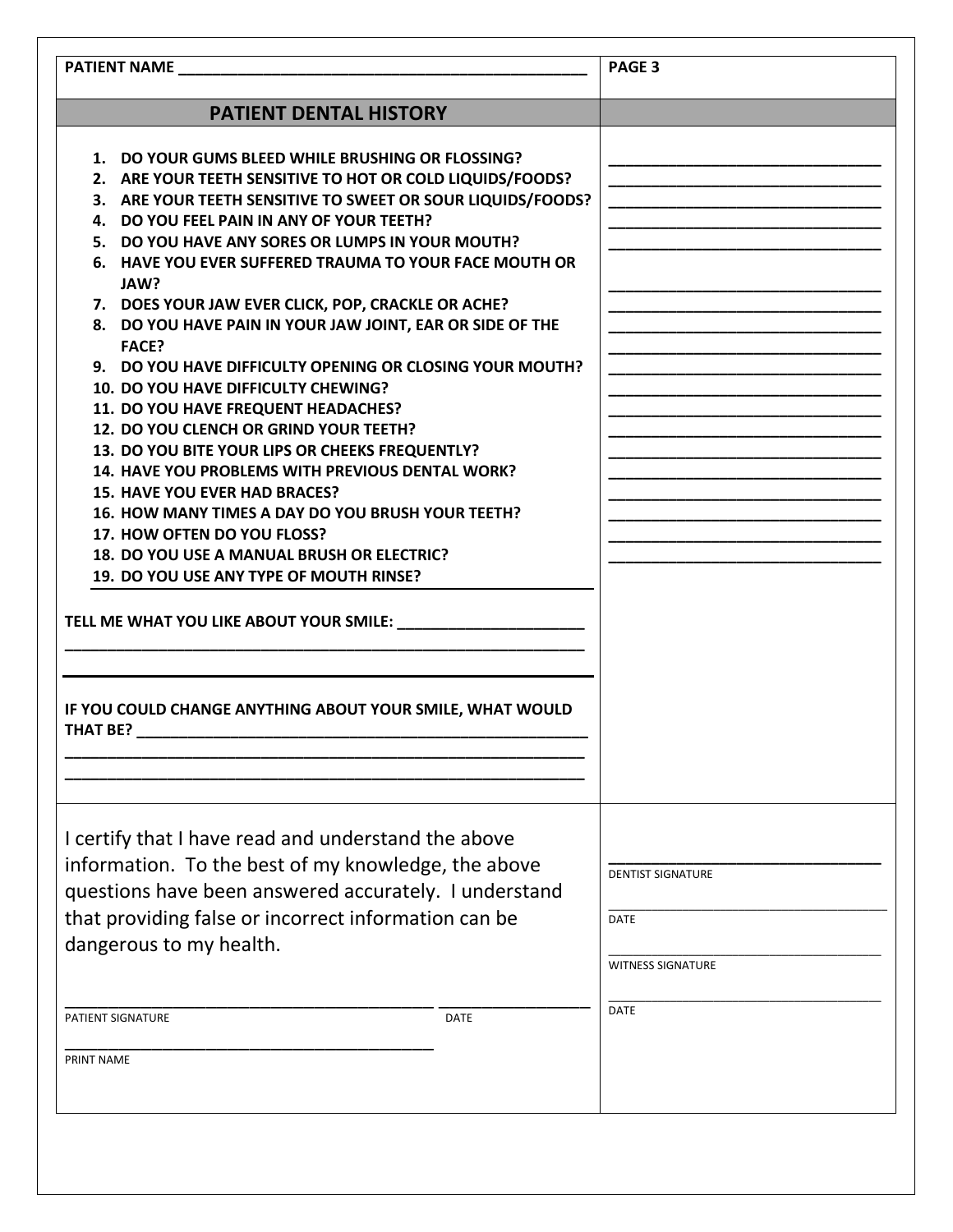PATIENT NAME ______________________________________________ | **PAGE 3**

## PATIENT DENTAL HISTORY

1. DO YOUR GUMS BLEED WHILE BRUSHING OR FLOSSING? ______________________________
2. ARE YOUR TEETH SENSITIVE TO HOT OR COLD LIQUIDS/FOODS? ______________________________
3. ARE YOUR TEETH SENSITIVE TO SWEET OR SOUR LIQUIDS/FOODS? ______________________________
4. DO YOU FEEL PAIN IN ANY OF YOUR TEETH? ______________________________
5. DO YOU HAVE ANY SORES OR LUMPS IN YOUR MOUTH? ______________________________
6. HAVE YOU EVER SUFFERED TRAUMA TO YOUR FACE MOUTH OR JAW? ______________________________
7. DOES YOUR JAW EVER CLICK, POP, CRACKLE OR ACHE? ______________________________
8. DO YOU HAVE PAIN IN YOUR JAW JOINT, EAR OR SIDE OF THE FACE? ______________________________
9. DO YOU HAVE DIFFICULTY OPENING OR CLOSING YOUR MOUTH? ______________________________
10. DO YOU HAVE DIFFICULTY CHEWING? ______________________________
11. DO YOU HAVE FREQUENT HEADACHES? ______________________________
12. DO YOU CLENCH OR GRIND YOUR TEETH? ______________________________
13. DO YOU BITE YOUR LIPS OR CHEEKS FREQUENTLY? ______________________________
14. HAVE YOU PROBLEMS WITH PREVIOUS DENTAL WORK? ______________________________
15. HAVE YOU EVER HAD BRACES? ______________________________
16. HOW MANY TIMES A DAY DO YOU BRUSH YOUR TEETH? ______________________________
17. HOW OFTEN DO YOU FLOSS? ______________________________
18. DO YOU USE A MANUAL BRUSH OR ELECTRIC? ______________________________
19. DO YOU USE ANY TYPE OF MOUTH RINSE?

**TELL ME WHAT YOU LIKE ABOUT YOUR SMILE:** ______________________
____________________________________________________________

**IF YOU COULD CHANGE ANYTHING ABOUT YOUR SMILE, WHAT WOULD THAT BE?** ______________________________________________________
____________________________________________________________
____________________________________________________________

I certify that I have read and understand the above information. To the best of my knowledge, the above questions have been answered accurately. I understand that providing false or incorrect information can be dangerous to my health.

__________________________________________ ________________
PATIENT SIGNATURE DATE

__________________________________________
PRINT NAME

______________________________
DENTIST SIGNATURE

______________________________
DATE

______________________________
WITNESS SIGNATURE

______________________________
DATE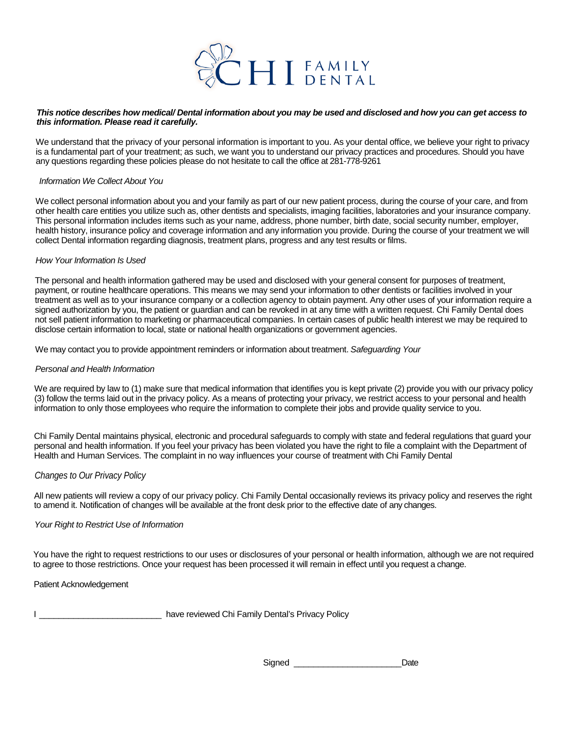# CHI FAMILY DENTAL

***This notice describes how medical/ Dental information about you may be used and disclosed and how you can get access to this information. Please read it carefully.***

We understand that the privacy of your personal information is important to you. As your dental office, we believe your right to privacy is a fundamental part of your treatment; as such, we want you to understand our privacy practices and procedures. Should you have any questions regarding these policies please do not hesitate to call the office at 281-778-9261

*Information We Collect About You*

We collect personal information about you and your family as part of our new patient process, during the course of your care, and from other health care entities you utilize such as, other dentists and specialists, imaging facilities, laboratories and your insurance company. This personal information includes items such as your name, address, phone number, birth date, social security number, employer, health history, insurance policy and coverage information and any information you provide. During the course of your treatment we will collect Dental information regarding diagnosis, treatment plans, progress and any test results or films.

*How Your Information Is Used*

The personal and health information gathered may be used and disclosed with your general consent for purposes of treatment, payment, or routine healthcare operations. This means we may send your information to other dentists or facilities involved in your treatment as well as to your insurance company or a collection agency to obtain payment. Any other uses of your information require a signed authorization by you, the patient or guardian and can be revoked in at any time with a written request. Chi Family Dental does not sell patient information to marketing or pharmaceutical companies. In certain cases of public health interest we may be required to disclose certain information to local, state or national health organizations or government agencies.

We may contact you to provide appointment reminders or information about treatment. *Safeguarding Your*

*Personal and Health Information*

We are required by law to (1) make sure that medical information that identifies you is kept private (2) provide you with our privacy policy (3) follow the terms laid out in the privacy policy. As a means of protecting your privacy, we restrict access to your personal and health information to only those employees who require the information to complete their jobs and provide quality service to you.

Chi Family Dental maintains physical, electronic and procedural safeguards to comply with state and federal regulations that guard your personal and health information. If you feel your privacy has been violated you have the right to file a complaint with the Department of Health and Human Services. The complaint in no way influences your course of treatment with Chi Family Dental

*Changes to Our Privacy Policy*

All new patients will review a copy of our privacy policy. Chi Family Dental occasionally reviews its privacy policy and reserves the right to amend it. Notification of changes will be available at the front desk prior to the effective date of any changes.

*Your Right to Restrict Use of Information*

You have the right to request restrictions to our uses or disclosures of your personal or health information, although we are not required to agree to those restrictions. Once your request has been processed it will remain in effect until you request a change.

Patient Acknowledgement

I __________________________ have reviewed Chi Family Dental's Privacy Policy

Signed _______________________Date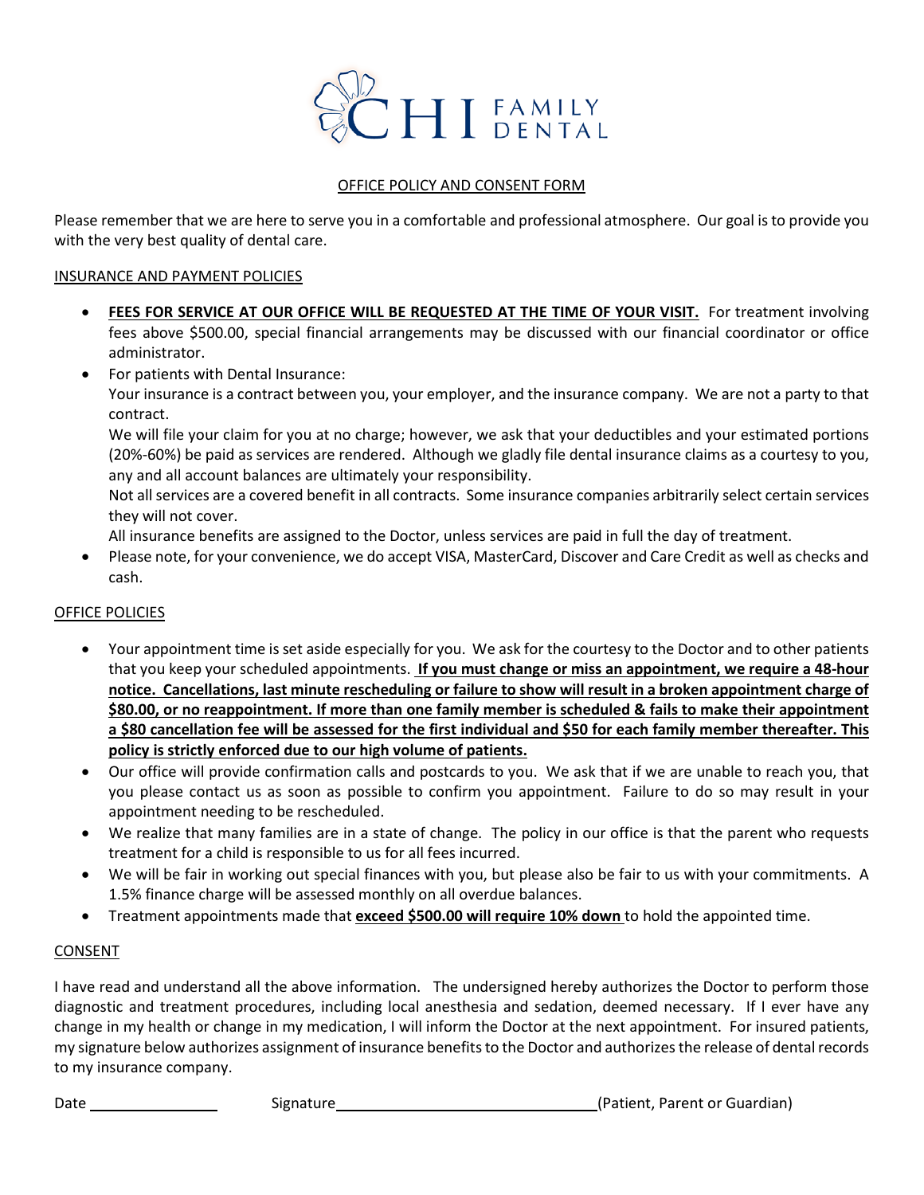CHI FAMILY DENTAL

## OFFICE POLICY AND CONSENT FORM

Please remember that we are here to serve you in a comfortable and professional atmosphere. Our goal is to provide you with the very best quality of dental care.

### INSURANCE AND PAYMENT POLICIES

- **FEES FOR SERVICE AT OUR OFFICE WILL BE REQUESTED AT THE TIME OF YOUR VISIT.** For treatment involving fees above $500.00, special financial arrangements may be discussed with our financial coordinator or office administrator.
- For patients with Dental Insurance:
  Your insurance is a contract between you, your employer, and the insurance company. We are not a party to that contract.
  We will file your claim for you at no charge; however, we ask that your deductibles and your estimated portions (20%-60%) be paid as services are rendered. Although we gladly file dental insurance claims as a courtesy to you, any and all account balances are ultimately your responsibility.
  Not all services are a covered benefit in all contracts. Some insurance companies arbitrarily select certain services they will not cover.
  All insurance benefits are assigned to the Doctor, unless services are paid in full the day of treatment.
- Please note, for your convenience, we do accept VISA, MasterCard, Discover and Care Credit as well as checks and cash.

### OFFICE POLICIES

- Your appointment time is set aside especially for you. We ask for the courtesy to the Doctor and to other patients that you keep your scheduled appointments. **If you must change or miss an appointment, we require a 48-hour notice. Cancellations, last minute rescheduling or failure to show will result in a broken appointment charge of $80.00, or no reappointment. If more than one family member is scheduled & fails to make their appointment a $80 cancellation fee will be assessed for the first individual and $50 for each family member thereafter. This policy is strictly enforced due to our high volume of patients.**
- Our office will provide confirmation calls and postcards to you. We ask that if we are unable to reach you, that you please contact us as soon as possible to confirm you appointment. Failure to do so may result in your appointment needing to be rescheduled.
- We realize that many families are in a state of change. The policy in our office is that the parent who requests treatment for a child is responsible to us for all fees incurred.
- We will be fair in working out special finances with you, but please also be fair to us with your commitments. A 1.5% finance charge will be assessed monthly on all overdue balances.
- Treatment appointments made that **exceed $500.00 will require 10% down** to hold the appointed time.

### CONSENT

I have read and understand all the above information. The undersigned hereby authorizes the Doctor to perform those diagnostic and treatment procedures, including local anesthesia and sedation, deemed necessary. If I ever have any change in my health or change in my medication, I will inform the Doctor at the next appointment. For insured patients, my signature below authorizes assignment of insurance benefits to the Doctor and authorizes the release of dental records to my insurance company.

Date ________________ Signature ________________________________ (Patient, Parent or Guardian)